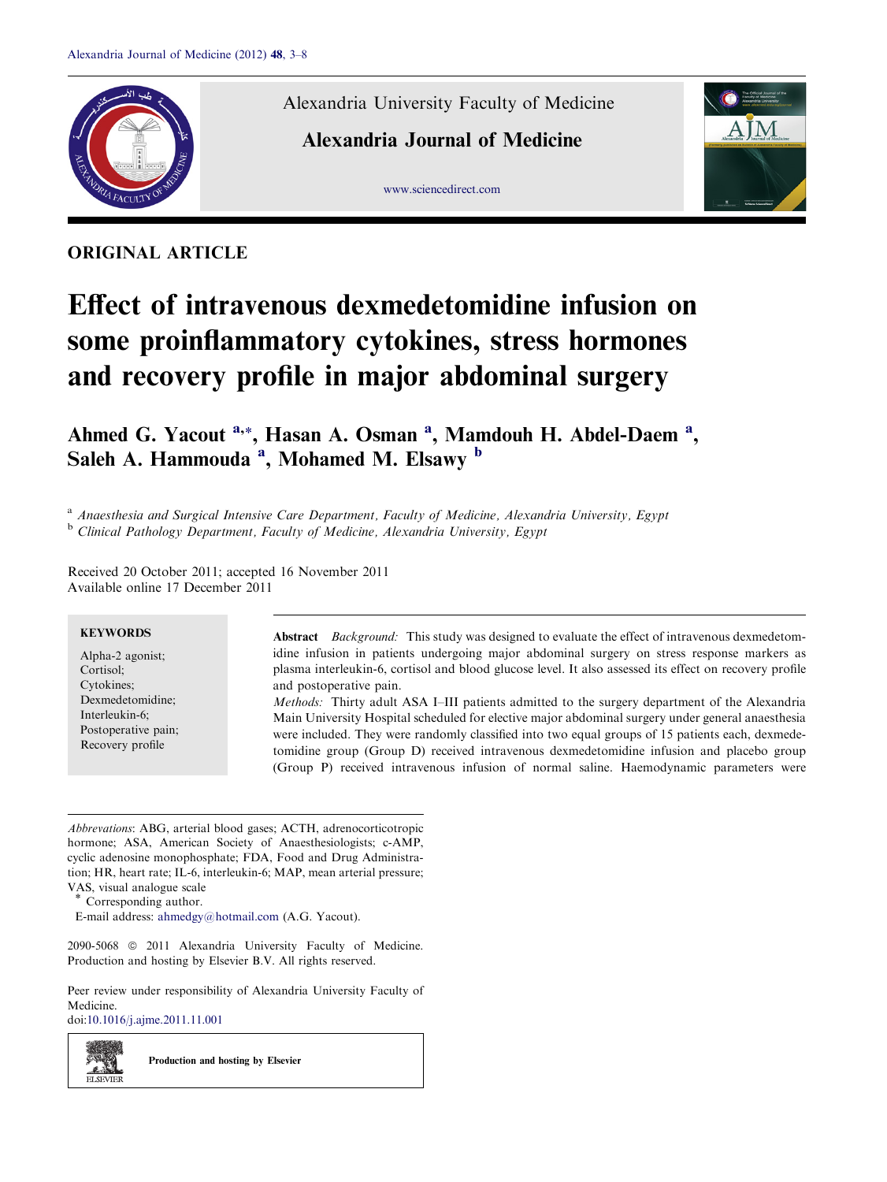ORIGINAL ARTICLE

# Effect of intravenous dexmedetomidine infusion on some proinflammatory cytokines, stress hormones and recovery profile in major abdominal surgery

**Ahmed G. Yacout [a,*], Hasan A. Osman [a], Mamdouh H. Abdel-Daem [a], Saleh A. Hammouda [a], Mohamed M. Elsawy [b]**

[a] *Anaesthesia and Surgical Intensive Care Department, Faculty of Medicine, Alexandria University, Egypt*

[b] *Clinical Pathology Department, Faculty of Medicine, Alexandria University, Egypt*

Received 20 October 2011; accepted 16 November 2011
Available online 17 December 2011

**KEYWORDS**

Alpha-2 agonist;
Cortisol;
Cytokines;
Dexmedetomidine;
Interleukin-6;
Postoperative pain;
Recovery profile

**Abstract** *Background:* This study was designed to evaluate the effect of intravenous dexmedetomidine infusion in patients undergoing major abdominal surgery on stress response markers as plasma interleukin-6, cortisol and blood glucose level. It also assessed its effect on recovery profile and postoperative pain.

*Methods:* Thirty adult ASA I–III patients admitted to the surgery department of the Alexandria Main University Hospital scheduled for elective major abdominal surgery under general anaesthesia were included. They were randomly classified into two equal groups of 15 patients each, dexmedetomidine group (Group D) received intravenous dexmedetomidine infusion and placebo group (Group P) received intravenous infusion of normal saline. Haemodynamic parameters were

*Abbrevations*: ABG, arterial blood gases; ACTH, adrenocorticotropic hormone; ASA, American Society of Anaesthesiologists; c-AMP, cyclic adenosine monophosphate; FDA, Food and Drug Administration; HR, heart rate; IL-6, interleukin-6; MAP, mean arterial pressure; VAS, visual analogue scale

\* Corresponding author.
E-mail address: ahmedgy@hotmail.com (A.G. Yacout).

2090-5068 © 2011 Alexandria University Faculty of Medicine. Production and hosting by Elsevier B.V. All rights reserved.

Peer review under responsibility of Alexandria University Faculty of Medicine.
doi:10.1016/j.ajme.2011.11.001

Production and hosting by Elsevier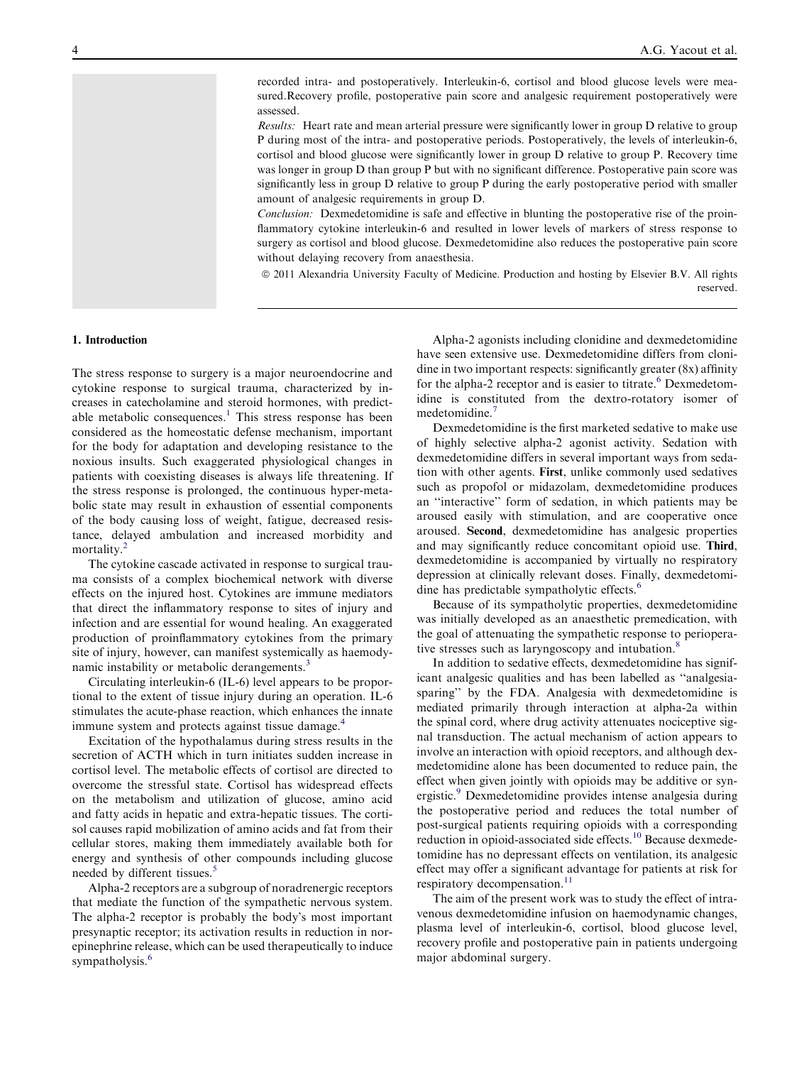recorded intra- and postoperatively. Interleukin-6, cortisol and blood glucose levels were measured.Recovery profile, postoperative pain score and analgesic requirement postoperatively were assessed.

*Results:* Heart rate and mean arterial pressure were significantly lower in group D relative to group P during most of the intra- and postoperative periods. Postoperatively, the levels of interleukin-6, cortisol and blood glucose were significantly lower in group D relative to group P. Recovery time was longer in group D than group P but with no significant difference. Postoperative pain score was significantly less in group D relative to group P during the early postoperative period with smaller amount of analgesic requirements in group D.

*Conclusion:* Dexmedetomidine is safe and effective in blunting the postoperative rise of the proinflammatory cytokine interleukin-6 and resulted in lower levels of markers of stress response to surgery as cortisol and blood glucose. Dexmedetomidine also reduces the postoperative pain score without delaying recovery from anaesthesia.

© 2011 Alexandria University Faculty of Medicine. Production and hosting by Elsevier B.V. All rights reserved.

## 1. Introduction

The stress response to surgery is a major neuroendocrine and cytokine response to surgical trauma, characterized by increases in catecholamine and steroid hormones, with predictable metabolic consequences.[1] This stress response has been considered as the homeostatic defense mechanism, important for the body for adaptation and developing resistance to the noxious insults. Such exaggerated physiological changes in patients with coexisting diseases is always life threatening. If the stress response is prolonged, the continuous hyper-metabolic state may result in exhaustion of essential components of the body causing loss of weight, fatigue, decreased resistance, delayed ambulation and increased morbidity and mortality.[2]

The cytokine cascade activated in response to surgical trauma consists of a complex biochemical network with diverse effects on the injured host. Cytokines are immune mediators that direct the inflammatory response to sites of injury and infection and are essential for wound healing. An exaggerated production of proinflammatory cytokines from the primary site of injury, however, can manifest systemically as haemodynamic instability or metabolic derangements.[3]

Circulating interleukin-6 (IL-6) level appears to be proportional to the extent of tissue injury during an operation. IL-6 stimulates the acute-phase reaction, which enhances the innate immune system and protects against tissue damage.[4]

Excitation of the hypothalamus during stress results in the secretion of ACTH which in turn initiates sudden increase in cortisol level. The metabolic effects of cortisol are directed to overcome the stressful state. Cortisol has widespread effects on the metabolism and utilization of glucose, amino acid and fatty acids in hepatic and extra-hepatic tissues. The cortisol causes rapid mobilization of amino acids and fat from their cellular stores, making them immediately available both for energy and synthesis of other compounds including glucose needed by different tissues.[5]

Alpha-2 receptors are a subgroup of noradrenergic receptors that mediate the function of the sympathetic nervous system. The alpha-2 receptor is probably the body's most important presynaptic receptor; its activation results in reduction in norepinephrine release, which can be used therapeutically to induce sympatholysis.[6]

Alpha-2 agonists including clonidine and dexmedetomidine have seen extensive use. Dexmedetomidine differs from clonidine in two important respects: significantly greater (8x) affinity for the alpha-2 receptor and is easier to titrate.[6] Dexmedetomidine is constituted from the dextro-rotatory isomer of medetomidine.[7]

Dexmedetomidine is the first marketed sedative to make use of highly selective alpha-2 agonist activity. Sedation with dexmedetomidine differs in several important ways from sedation with other agents. **First**, unlike commonly used sedatives such as propofol or midazolam, dexmedetomidine produces an "interactive" form of sedation, in which patients may be aroused easily with stimulation, and are cooperative once aroused. **Second**, dexmedetomidine has analgesic properties and may significantly reduce concomitant opioid use. **Third**, dexmedetomidine is accompanied by virtually no respiratory depression at clinically relevant doses. Finally, dexmedetomidine has predictable sympatholytic effects.[6]

Because of its sympatholytic properties, dexmedetomidine was initially developed as an anaesthetic premedication, with the goal of attenuating the sympathetic response to perioperative stresses such as laryngoscopy and intubation.[8]

In addition to sedative effects, dexmedetomidine has significant analgesic qualities and has been labelled as "analgesia-sparing" by the FDA. Analgesia with dexmedetomidine is mediated primarily through interaction at alpha-2a within the spinal cord, where drug activity attenuates nociceptive signal transduction. The actual mechanism of action appears to involve an interaction with opioid receptors, and although dexmedetomidine alone has been documented to reduce pain, the effect when given jointly with opioids may be additive or synergistic.[9] Dexmedetomidine provides intense analgesia during the postoperative period and reduces the total number of post-surgical patients requiring opioids with a corresponding reduction in opioid-associated side effects.[10] Because dexmedetomidine has no depressant effects on ventilation, its analgesic effect may offer a significant advantage for patients at risk for respiratory decompensation.[11]

The aim of the present work was to study the effect of intravenous dexmedetomidine infusion on haemodynamic changes, plasma level of interleukin-6, cortisol, blood glucose level, recovery profile and postoperative pain in patients undergoing major abdominal surgery.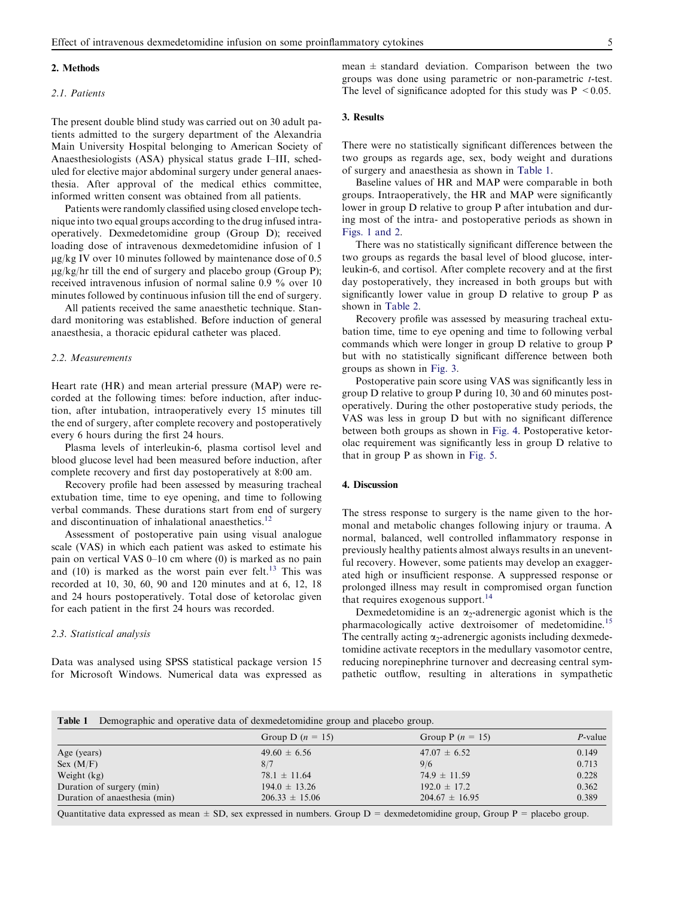## 2. Methods

### 2.1. Patients

The present double blind study was carried out on 30 adult patients admitted to the surgery department of the Alexandria Main University Hospital belonging to American Society of Anaesthesiologists (ASA) physical status grade I–III, scheduled for elective major abdominal surgery under general anaesthesia. After approval of the medical ethics committee, informed written consent was obtained from all patients.

Patients were randomly classified using closed envelope technique into two equal groups according to the drug infused intraoperatively. Dexmedetomidine group (Group D); received loading dose of intravenous dexmedetomidine infusion of 1 μg/kg IV over 10 minutes followed by maintenance dose of 0.5 μg/kg/hr till the end of surgery and placebo group (Group P); received intravenous infusion of normal saline 0.9 % over 10 minutes followed by continuous infusion till the end of surgery.

All patients received the same anaesthetic technique. Standard monitoring was established. Before induction of general anaesthesia, a thoracic epidural catheter was placed.

### 2.2. Measurements

Heart rate (HR) and mean arterial pressure (MAP) were recorded at the following times: before induction, after induction, after intubation, intraoperatively every 15 minutes till the end of surgery, after complete recovery and postoperatively every 6 hours during the first 24 hours.

Plasma levels of interleukin-6, plasma cortisol level and blood glucose level had been measured before induction, after complete recovery and first day postoperatively at 8:00 am.

Recovery profile had been assessed by measuring tracheal extubation time, time to eye opening, and time to following verbal commands. These durations start from end of surgery and discontinuation of inhalational anaesthetics.[12]

Assessment of postoperative pain using visual analogue scale (VAS) in which each patient was asked to estimate his pain on vertical VAS 0–10 cm where (0) is marked as no pain and (10) is marked as the worst pain ever felt.[13] This was recorded at 10, 30, 60, 90 and 120 minutes and at 6, 12, 18 and 24 hours postoperatively. Total dose of ketorolac given for each patient in the first 24 hours was recorded.

### 2.3. Statistical analysis

Data was analysed using SPSS statistical package version 15 for Microsoft Windows. Numerical data was expressed as mean ± standard deviation. Comparison between the two groups was done using parametric or non-parametric *t*-test. The level of significance adopted for this study was $P < 0.05$.

## 3. Results

There were no statistically significant differences between the two groups as regards age, sex, body weight and durations of surgery and anaesthesia as shown in Table 1.

Baseline values of HR and MAP were comparable in both groups. Intraoperatively, the HR and MAP were significantly lower in group D relative to group P after intubation and during most of the intra- and postoperative periods as shown in Figs. 1 and 2.

There was no statistically significant difference between the two groups as regards the basal level of blood glucose, interleukin-6, and cortisol. After complete recovery and at the first day postoperatively, they increased in both groups but with significantly lower value in group D relative to group P as shown in Table 2.

Recovery profile was assessed by measuring tracheal extubation time, time to eye opening and time to following verbal commands which were longer in group D relative to group P but with no statistically significant difference between both groups as shown in Fig. 3.

Postoperative pain score using VAS was significantly less in group D relative to group P during 10, 30 and 60 minutes postoperatively. During the other postoperative study periods, the VAS was less in group D but with no significant difference between both groups as shown in Fig. 4. Postoperative ketorolac requirement was significantly less in group D relative to that in group P as shown in Fig. 5.

## 4. Discussion

The stress response to surgery is the name given to the hormonal and metabolic changes following injury or trauma. A normal, balanced, well controlled inflammatory response in previously healthy patients almost always results in an uneventful recovery. However, some patients may develop an exaggerated high or insufficient response. A suppressed response or prolonged illness may result in compromised organ function that requires exogenous support.[14]

Dexmedetomidine is an $\alpha_2$-adrenergic agonist which is the pharmacologically active dextroisomer of medetomidine.[15] The centrally acting $\alpha_2$-adrenergic agonists including dexmedetomidine activate receptors in the medullary vasomotor centre, reducing norepinephrine turnover and decreasing central sympathetic outflow, resulting in alterations in sympathetic

**Table 1** Demographic and operative data of dexmedetomidine group and placebo group.

| | Group D ($n$ = 15) | Group P ($n$ = 15) | *P*-value |
|---|---|---|---|
| Age (years) | 49.60 ± 6.56 | 47.07 ± 6.52 | 0.149 |
| Sex (M/F) | 8/7 | 9/6 | 0.713 |
| Weight (kg) | 78.1 ± 11.64 | 74.9 ± 11.59 | 0.228 |
| Duration of surgery (min) | 194.0 ± 13.26 | 192.0 ± 17.2 | 0.362 |
| Duration of anaesthesia (min) | 206.33 ± 15.06 | 204.67 ± 16.95 | 0.389 |

Quantitative data expressed as mean ± SD, sex expressed in numbers. Group D = dexmedetomidine group, Group P = placebo group.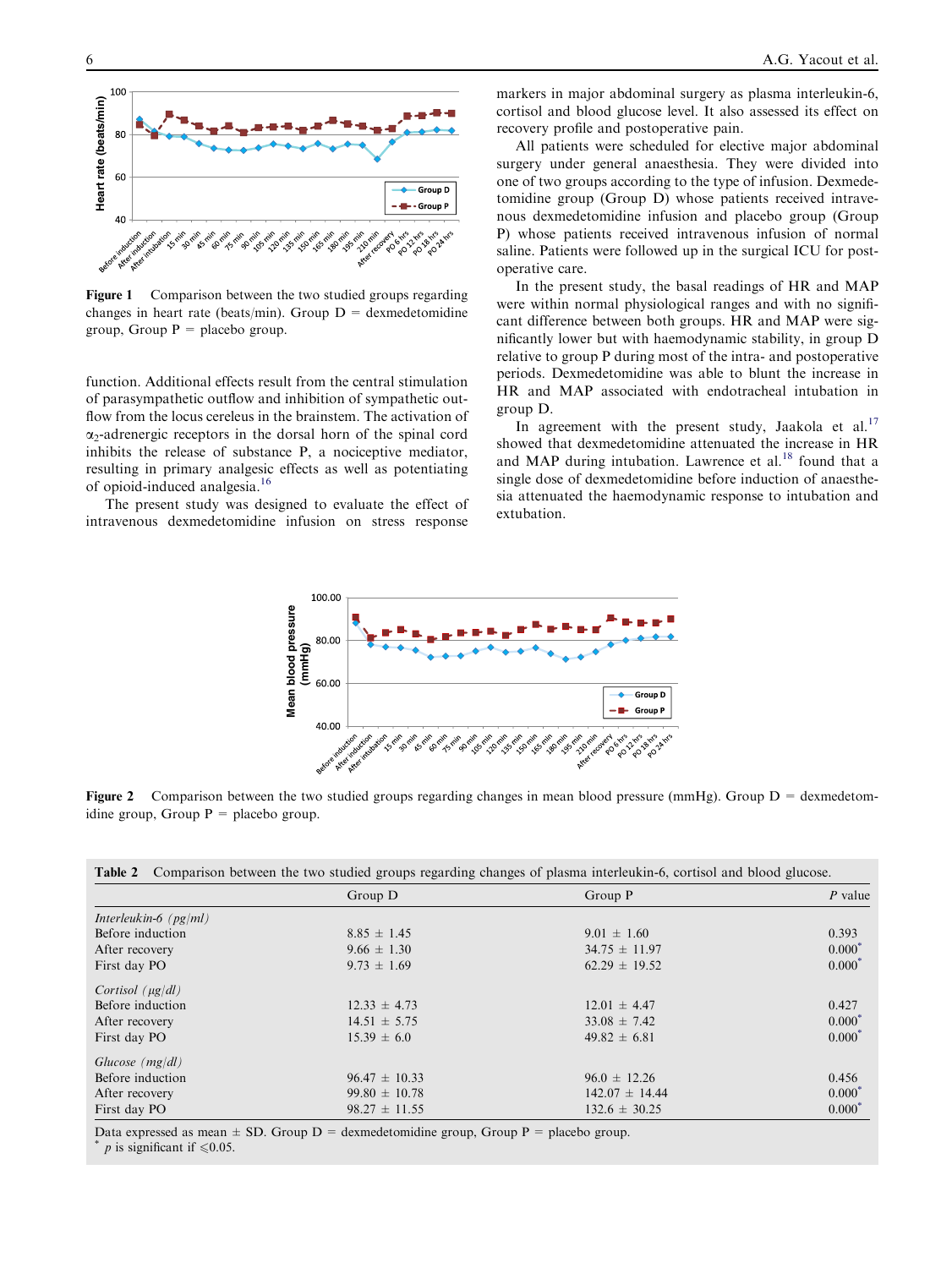Figure 1 Comparison between the two studied groups regarding changes in heart rate (beats/min). Group D = dexmedetomidine group, Group P = placebo group.

function. Additional effects result from the central stimulation of parasympathetic outflow and inhibition of sympathetic outflow from the locus cereleus in the brainstem. The activation of $\alpha_2$-adrenergic receptors in the dorsal horn of the spinal cord inhibits the release of substance P, a nociceptive mediator, resulting in primary analgesic effects as well as potentiating of opioid-induced analgesia.[16]

The present study was designed to evaluate the effect of intravenous dexmedetomidine infusion on stress response markers in major abdominal surgery as plasma interleukin-6, cortisol and blood glucose level. It also assessed its effect on recovery profile and postoperative pain.

All patients were scheduled for elective major abdominal surgery under general anaesthesia. They were divided into one of two groups according to the type of infusion. Dexmedetomidine group (Group D) whose patients received intravenous dexmedetomidine infusion and placebo group (Group P) whose patients received intravenous infusion of normal saline. Patients were followed up in the surgical ICU for postoperative care.

In the present study, the basal readings of HR and MAP were within normal physiological ranges and with no significant difference between both groups. HR and MAP were significantly lower but with haemodynamic stability, in group D relative to group P during most of the intra- and postoperative periods. Dexmedetomidine was able to blunt the increase in HR and MAP associated with endotracheal intubation in group D.

In agreement with the present study, Jaakola et al.[17] showed that dexmedetomidine attenuated the increase in HR and MAP during intubation. Lawrence et al.[18] found that a single dose of dexmedetomidine before induction of anaesthesia attenuated the haemodynamic response to intubation and extubation.

Figure 2 Comparison between the two studied groups regarding changes in mean blood pressure (mmHg). Group D = dexmedetomidine group, Group P = placebo group.

**Table 2** Comparison between the two studied groups regarding changes of plasma interleukin-6, cortisol and blood glucose.

| | Group D | Group P | P value |
|---|---|---|---|
| *Interleukin-6 (pg/ml)* | | | |
| Before induction | 8.85 ± 1.45 | 9.01 ± 1.60 | 0.393 |
| After recovery | 9.66 ± 1.30 | 34.75 ± 11.97 | 0.000* |
| First day PO | 9.73 ± 1.69 | 62.29 ± 19.52 | 0.000* |
| *Cortisol (μg/dl)* | | | |
| Before induction | 12.33 ± 4.73 | 12.01 ± 4.47 | 0.427 |
| After recovery | 14.51 ± 5.75 | 33.08 ± 7.42 | 0.000* |
| First day PO | 15.39 ± 6.0 | 49.82 ± 6.81 | 0.000* |
| *Glucose (mg/dl)* | | | |
| Before induction | 96.47 ± 10.33 | 96.0 ± 12.26 | 0.456 |
| After recovery | 99.80 ± 10.78 | 142.07 ± 14.44 | 0.000* |
| First day PO | 98.27 ± 11.55 | 132.6 ± 30.25 | 0.000* |

Data expressed as mean ± SD. Group D = dexmedetomidine group, Group P = placebo group.
* $p$ is significant if $\leqslant 0.05$.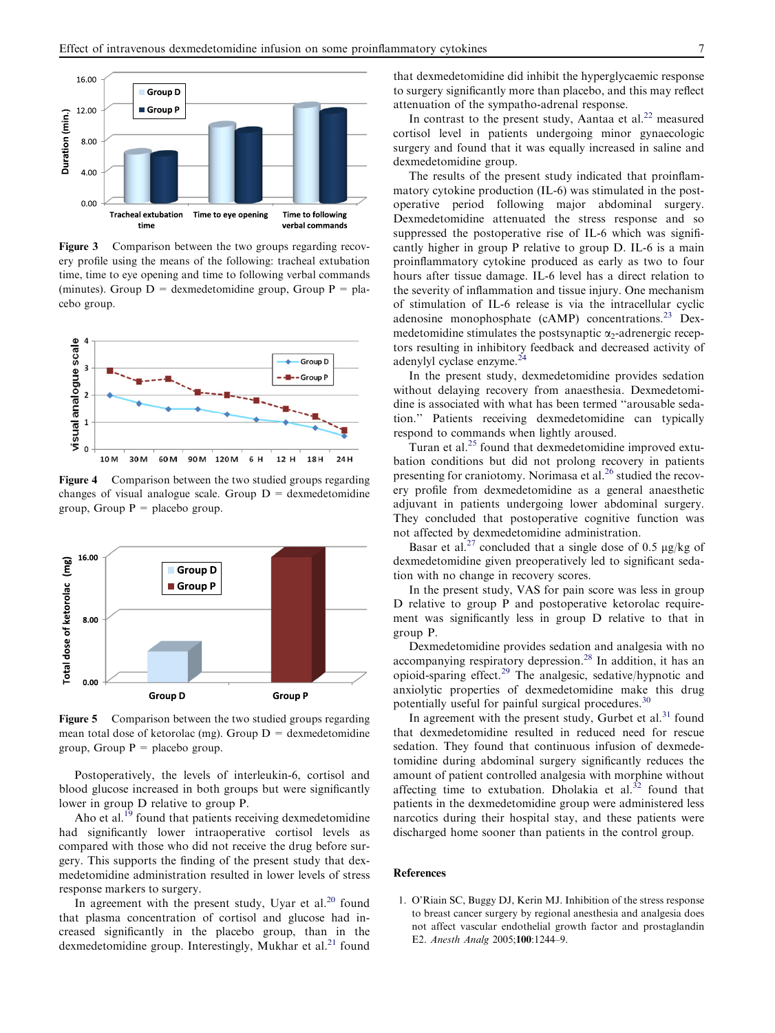Figure 3 Comparison between the two groups regarding recovery profile using the means of the following: tracheal extubation time, time to eye opening and time to following verbal commands (minutes). Group D = dexmedetomidine group, Group P = placebo group.

Figure 4 Comparison between the two studied groups regarding changes of visual analogue scale. Group D = dexmedetomidine group, Group P = placebo group.

Figure 5 Comparison between the two studied groups regarding mean total dose of ketorolac (mg). Group D = dexmedetomidine group, Group P = placebo group.

Postoperatively, the levels of interleukin-6, cortisol and blood glucose increased in both groups but were significantly lower in group D relative to group P.

Aho et al.[19] found that patients receiving dexmedetomidine had significantly lower intraoperative cortisol levels as compared with those who did not receive the drug before surgery. This supports the finding of the present study that dexmedetomidine administration resulted in lower levels of stress response markers to surgery.

In agreement with the present study, Uyar et al.[20] found that plasma concentration of cortisol and glucose had increased significantly in the placebo group, than in the dexmedetomidine group. Interestingly, Mukhar et al.[21] found that dexmedetomidine did inhibit the hyperglycaemic response to surgery significantly more than placebo, and this may reflect attenuation of the sympatho-adrenal response.

In contrast to the present study, Aantaa et al.[22] measured cortisol level in patients undergoing minor gynaecologic surgery and found that it was equally increased in saline and dexmedetomidine group.

The results of the present study indicated that proinflammatory cytokine production (IL-6) was stimulated in the postoperative period following major abdominal surgery. Dexmedetomidine attenuated the stress response and so suppressed the postoperative rise of IL-6 which was significantly higher in group P relative to group D. IL-6 is a main proinflammatory cytokine produced as early as two to four hours after tissue damage. IL-6 level has a direct relation to the severity of inflammation and tissue injury. One mechanism of stimulation of IL-6 release is via the intracellular cyclic adenosine monophosphate (cAMP) concentrations.[23] Dexmedetomidine stimulates the postsynaptic $\alpha_2$-adrenergic receptors resulting in inhibitory feedback and decreased activity of adenylyl cyclase enzyme.[24]

In the present study, dexmedetomidine provides sedation without delaying recovery from anaesthesia. Dexmedetomidine is associated with what has been termed "arousable sedation." Patients receiving dexmedetomidine can typically respond to commands when lightly aroused.

Turan et al.[25] found that dexmedetomidine improved extubation conditions but did not prolong recovery in patients presenting for craniotomy. Norimasa et al.[26] studied the recovery profile from dexmedetomidine as a general anaesthetic adjuvant in patients undergoing lower abdominal surgery. They concluded that postoperative cognitive function was not affected by dexmedetomidine administration.

Basar et al.[27] concluded that a single dose of 0.5 μg/kg of dexmedetomidine given preoperatively led to significant sedation with no change in recovery scores.

In the present study, VAS for pain score was less in group D relative to group P and postoperative ketorolac requirement was significantly less in group D relative to that in group P.

Dexmedetomidine provides sedation and analgesia with no accompanying respiratory depression.[28] In addition, it has an opioid-sparing effect.[29] The analgesic, sedative/hypnotic and anxiolytic properties of dexmedetomidine make this drug potentially useful for painful surgical procedures.[30]

In agreement with the present study, Gurbet et al.[31] found that dexmedetomidine resulted in reduced need for rescue sedation. They found that continuous infusion of dexmedetomidine during abdominal surgery significantly reduces the amount of patient controlled analgesia with morphine without affecting time to extubation. Dholakia et al.[32] found that patients in the dexmedetomidine group were administered less narcotics during their hospital stay, and these patients were discharged home sooner than patients in the control group.

## References

1. O'Riain SC, Buggy DJ, Kerin MJ. Inhibition of the stress response to breast cancer surgery by regional anesthesia and analgesia does not affect vascular endothelial growth factor and prostaglandin E2. *Anesth Analg* 2005;**100**:1244–9.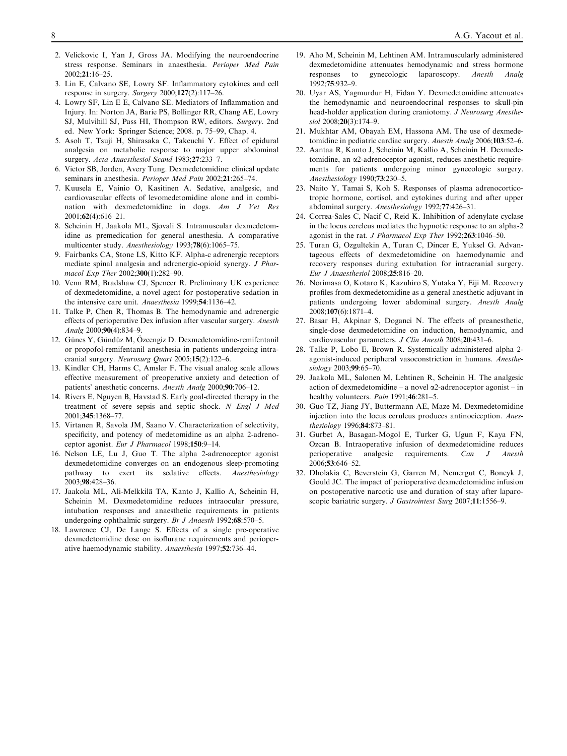2. Velickovic I, Yan J, Gross JA. Modifying the neuroendocrine stress response. Seminars in anaesthesia. *Perioper Med Pain* 2002;**21**:16–25.
3. Lin E, Calvano SE, Lowry SF. Inflammatory cytokines and cell response in surgery. *Surgery* 2000;**127**(2):117–26.
4. Lowry SF, Lin E E, Calvano SE. Mediators of Inflammation and Injury. In: Norton JA, Barie PS, Bollinger RR, Chang AE, Lowry SJ, Mulvihill SJ, Pass HI, Thompson RW, editors. *Surgery*. 2nd ed. New York: Springer Science; 2008. p. 75–99, Chap. 4.
5. Asoh T, Tsuji H, Shirasaka C, Takeuchi Y. Effect of epidural analgesia on metabolic response to major upper abdominal surgery. *Acta Anaesthesiol Scand* 1983;**27**:233–7.
6. Victor SB, Jorden, Avery Tung. Dexmedetomidine: clinical update seminars in anesthesia. *Perioper Med Pain* 2002;**21**:265–74.
7. Kuusela E, Vainio O, Kasitinen A. Sedative, analgesic, and cardiovascular effects of levomedetomidine alone and in combination with dexmedetomidine in dogs. *Am J Vet Res* 2001;**62**(4):616–21.
8. Scheinin H, Jaakola ML, Sjovali S. Intramuscular dexmedetomidine as premedication for general anesthesia. A comparative multicenter study. *Anesthesiology* 1993;**78**(6):1065–75.
9. Fairbanks CA, Stone LS, Kitto KF. Alpha-c adrenergic receptors mediate spinal analgesia and adrenergic-opioid synergy. *J Pharmacol Exp Ther* 2002;**300**(1):282–90.
10. Venn RM, Bradshaw CJ, Spencer R. Preliminary UK experience of dexmedetomidine, a novel agent for postoperative sedation in the intensive care unit. *Anaesthesia* 1999;**54**:1136–42.
11. Talke P, Chen R, Thomas B. The hemodynamic and adrenergic effects of perioperative Dex infusion after vascular surgery. *Anesth Analg* 2000;**90**(4):834–9.
12. Günes Y, Gündüz M, Özcengiz D. Dexmedetomidine-remifentanil or propofol-remifentanil anesthesia in patients undergoing intracranial surgery. *Neurosurg Quart* 2005;**15**(2):122–6.
13. Kindler CH, Harms C, Amsler F. The visual analog scale allows effective measurement of preoperative anxiety and detection of patients' anesthetic concerns. *Anesth Analg* 2000;**90**:706–12.
14. Rivers E, Nguyen B, Havstad S. Early goal-directed therapy in the treatment of severe sepsis and septic shock. *N Engl J Med* 2001;**345**:1368–77.
15. Virtanen R, Savola JM, Saano V. Characterization of selectivity, specificity, and potency of medetomidine as an alpha 2-adrenoceptor agonist. *Eur J Pharmacol* 1998;**150**:9–14.
16. Nelson LE, Lu J, Guo T. The alpha 2-adrenoceptor agonist dexmedetomidine converges on an endogenous sleep-promoting pathway to exert its sedative effects. *Anesthesiology* 2003;**98**:428–36.
17. Jaakola ML, Ali-Melkkilä TA, Kanto J, Kallio A, Scheinin H, Scheinin M. Dexmedetomidine reduces intraocular pressure, intubation responses and anaesthetic requirements in patients undergoing ophthalmic surgery. *Br J Anaesth* 1992;**68**:570–5.
18. Lawrence CJ, De Lange S. Effects of a single pre-operative dexmedetomidine dose on isoflurane requirements and perioperative haemodynamic stability. *Anaesthesia* 1997;**52**:736–44.
19. Aho M, Scheinin M, Lehtinen AM. Intramuscularly administered dexmedetomidine attenuates hemodynamic and stress hormone responses to gynecologic laparoscopy. *Anesth Analg* 1992;**75**:932–9.
20. Uyar AS, Yagmurdur H, Fidan Y. Dexmedetomidine attenuates the hemodynamic and neuroendocrinal responses to skull-pin head-holder application during craniotomy. *J Neurosurg Anesthesiol* 2008;**20**(3):174–9.
21. Mukhtar AM, Obayah EM, Hassona AM. The use of dexmedetomidine in pediatric cardiac surgery. *Anesth Analg* 2006;**103**:52–6.
22. Aantaa R, Kanto J, Scheinin M, Kallio A, Scheinin H. Dexmedetomidine, an α2-adrenoceptor agonist, reduces anesthetic requirements for patients undergoing minor gynecologic surgery. *Anesthesiology* 1990;**73**:230–5.
23. Naito Y, Tamai S, Koh S. Responses of plasma adrenocorticotropic hormone, cortisol, and cytokines during and after upper abdominal surgery. *Anesthesiology* 1992;**77**:426–31.
24. Correa-Sales C, Nacif C, Reid K. Inhibition of adenylate cyclase in the locus cereleus mediates the hypnotic response to an alpha-2 agonist in the rat. *J Pharmacol Exp Ther* 1992;**263**:1046–50.
25. Turan G, Ozgultekin A, Turan C, Dincer E, Yuksel G. Advantageous effects of dexmedetomidine on haemodynamic and recovery responses during extubation for intracranial surgery. *Eur J Anaesthesiol* 2008;**25**:816–20.
26. Norimasa O, Kotaro K, Kazuhiro S, Yutaka Y, Eiji M. Recovery profiles from dexmedetomidine as a general anesthetic adjuvant in patients undergoing lower abdominal surgery. *Anesth Analg* 2008;**107**(6):1871–4.
27. Basar H, Akpinar S, Doganci N. The effects of preanesthetic, single-dose dexmedetomidine on induction, hemodynamic, and cardiovascular parameters. *J Clin Anesth* 2008;**20**:431–6.
28. Talke P, Lobo E, Brown R. Systemically administered alpha 2-agonist-induced peripheral vasoconstriction in humans. *Anesthesiology* 2003;**99**:65–70.
29. Jaakola ML, Salonen M, Lehtinen R, Scheinin H. The analgesic action of dexmedetomidine – a novel α2-adrenoceptor agonist – in healthy volunteers. *Pain* 1991;**46**:281–5.
30. Guo TZ, Jiang JY, Buttermann AE, Maze M. Dexmedetomidine injection into the locus ceruleus produces antinociception. *Anesthesiology* 1996;**84**:873–81.
31. Gurbet A, Basagan-Mogol E, Turker G, Ugun F, Kaya FN, Ozcan B. Intraoperative infusion of dexmedetomidine reduces perioperative analgesic requirements. *Can J Anesth* 2006;**53**:646–52.
32. Dholakia C, Beverstein G, Garren M, Nemergut C, Boncyk J, Gould JC. The impact of perioperative dexmedetomidine infusion on postoperative narcotic use and duration of stay after laparoscopic bariatric surgery. *J Gastrointest Surg* 2007;**11**:1556–9.